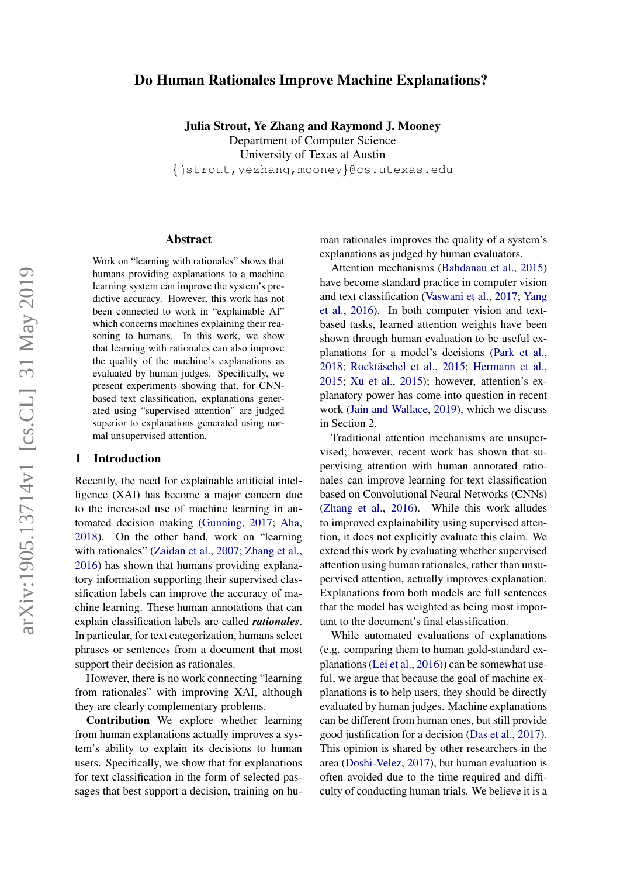# Do Human Rationales Improve Machine Explanations?

**Julia Strout, Ye Zhang and Raymond J. Mooney**
Department of Computer Science
University of Texas at Austin
{jstrout,yezhang,mooney}@cs.utexas.edu

## Abstract

Work on "learning with rationales" shows that humans providing explanations to a machine learning system can improve the system's predictive accuracy. However, this work has not been connected to work in "explainable AI" which concerns machines explaining their reasoning to humans. In this work, we show that learning with rationales can also improve the quality of the machine's explanations as evaluated by human judges. Specifically, we present experiments showing that, for CNN-based text classification, explanations generated using "supervised attention" are judged superior to explanations generated using normal unsupervised attention.

## 1 Introduction

Recently, the need for explainable artificial intelligence (XAI) has become a major concern due to the increased use of machine learning in automated decision making (Gunning, 2017; Aha, 2018). On the other hand, work on "learning with rationales" (Zaidan et al., 2007; Zhang et al., 2016) has shown that humans providing explanatory information supporting their supervised classification labels can improve the accuracy of machine learning. These human annotations that can explain classification labels are called ***rationales***. In particular, for text categorization, humans select phrases or sentences from a document that most support their decision as rationales.

However, there is no work connecting "learning from rationales" with improving XAI, although they are clearly complementary problems.

**Contribution** We explore whether learning from human explanations actually improves a system's ability to explain its decisions to human users. Specifically, we show that for explanations for text classification in the form of selected passages that best support a decision, training on human rationales improves the quality of a system's explanations as judged by human evaluators.

Attention mechanisms (Bahdanau et al., 2015) have become standard practice in computer vision and text classification (Vaswani et al., 2017; Yang et al., 2016). In both computer vision and text-based tasks, learned attention weights have been shown through human evaluation to be useful explanations for a model's decisions (Park et al., 2018; Rocktäschel et al., 2015; Hermann et al., 2015; Xu et al., 2015); however, attention's explanatory power has come into question in recent work (Jain and Wallace, 2019), which we discuss in Section 2.

Traditional attention mechanisms are unsupervised; however, recent work has shown that supervising attention with human annotated rationales can improve learning for text classification based on Convolutional Neural Networks (CNNs) (Zhang et al., 2016). While this work alludes to improved explainability using supervised attention, it does not explicitly evaluate this claim. We extend this work by evaluating whether supervised attention using human rationales, rather than unsupervised attention, actually improves explanation. Explanations from both models are full sentences that the model has weighted as being most important to the document's final classification.

While automated evaluations of explanations (e.g. comparing them to human gold-standard explanations (Lei et al., 2016)) can be somewhat useful, we argue that because the goal of machine explanations is to help users, they should be directly evaluated by human judges. Machine explanations can be different from human ones, but still provide good justification for a decision (Das et al., 2017). This opinion is shared by other researchers in the area (Doshi-Velez, 2017), but human evaluation is often avoided due to the time required and difficulty of conducting human trials. We believe it is a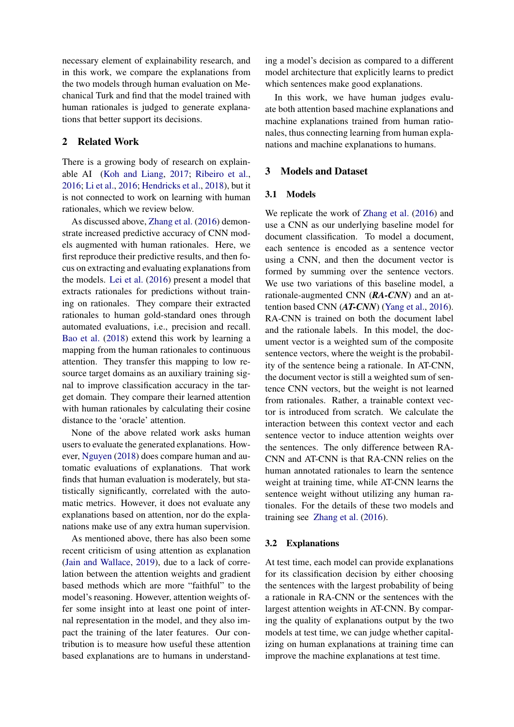necessary element of explainability research, and in this work, we compare the explanations from the two models through human evaluation on Mechanical Turk and find that the model trained with human rationales is judged to generate explanations that better support its decisions.

## 2 Related Work

There is a growing body of research on explainable AI (Koh and Liang, 2017; Ribeiro et al., 2016; Li et al., 2016; Hendricks et al., 2018), but it is not connected to work on learning with human rationales, which we review below.

As discussed above, Zhang et al. (2016) demonstrate increased predictive accuracy of CNN models augmented with human rationales. Here, we first reproduce their predictive results, and then focus on extracting and evaluating explanations from the models. Lei et al. (2016) present a model that extracts rationales for predictions without training on rationales. They compare their extracted rationales to human gold-standard ones through automated evaluations, i.e., precision and recall. Bao et al. (2018) extend this work by learning a mapping from the human rationales to continuous attention. They transfer this mapping to low resource target domains as an auxiliary training signal to improve classification accuracy in the target domain. They compare their learned attention with human rationales by calculating their cosine distance to the 'oracle' attention.

None of the above related work asks human users to evaluate the generated explanations. However, Nguyen (2018) does compare human and automatic evaluations of explanations. That work finds that human evaluation is moderately, but statistically significantly, correlated with the automatic metrics. However, it does not evaluate any explanations based on attention, nor do the explanations make use of any extra human supervision.

As mentioned above, there has also been some recent criticism of using attention as explanation (Jain and Wallace, 2019), due to a lack of correlation between the attention weights and gradient based methods which are more "faithful" to the model's reasoning. However, attention weights offer some insight into at least one point of internal representation in the model, and they also impact the training of the later features. Our contribution is to measure how useful these attention based explanations are to humans in understanding a model's decision as compared to a different model architecture that explicitly learns to predict which sentences make good explanations.

In this work, we have human judges evaluate both attention based machine explanations and machine explanations trained from human rationales, thus connecting learning from human explanations and machine explanations to humans.

## 3 Models and Dataset

### 3.1 Models

We replicate the work of Zhang et al. (2016) and use a CNN as our underlying baseline model for document classification. To model a document, each sentence is encoded as a sentence vector using a CNN, and then the document vector is formed by summing over the sentence vectors. We use two variations of this baseline model, a rationale-augmented CNN (***RA-CNN***) and an attention based CNN (***AT-CNN***) (Yang et al., 2016). RA-CNN is trained on both the document label and the rationale labels. In this model, the document vector is a weighted sum of the composite sentence vectors, where the weight is the probability of the sentence being a rationale. In AT-CNN, the document vector is still a weighted sum of sentence CNN vectors, but the weight is not learned from rationales. Rather, a trainable context vector is introduced from scratch. We calculate the interaction between this context vector and each sentence vector to induce attention weights over the sentences. The only difference between RA-CNN and AT-CNN is that RA-CNN relies on the human annotated rationales to learn the sentence weight at training time, while AT-CNN learns the sentence weight without utilizing any human rationales. For the details of these two models and training see Zhang et al. (2016).

### 3.2 Explanations

At test time, each model can provide explanations for its classification decision by either choosing the sentences with the largest probability of being a rationale in RA-CNN or the sentences with the largest attention weights in AT-CNN. By comparing the quality of explanations output by the two models at test time, we can judge whether capitalizing on human explanations at training time can improve the machine explanations at test time.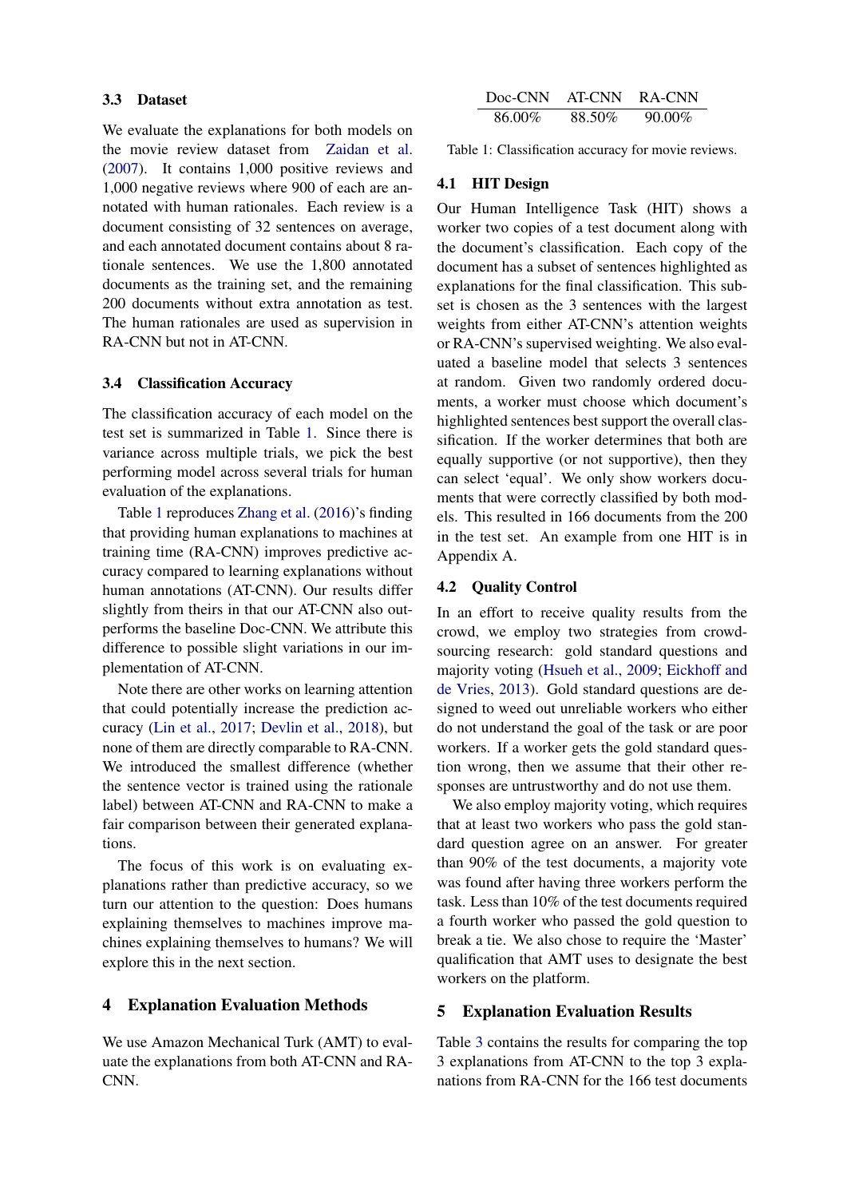### 3.3 Dataset

We evaluate the explanations for both models on the movie review dataset from Zaidan et al. (2007). It contains 1,000 positive reviews and 1,000 negative reviews where 900 of each are annotated with human rationales. Each review is a document consisting of 32 sentences on average, and each annotated document contains about 8 rationale sentences. We use the 1,800 annotated documents as the training set, and the remaining 200 documents without extra annotation as test. The human rationales are used as supervision in RA-CNN but not in AT-CNN.

### 3.4 Classification Accuracy

The classification accuracy of each model on the test set is summarized in Table 1. Since there is variance across multiple trials, we pick the best performing model across several trials for human evaluation of the explanations.

Table 1 reproduces Zhang et al. (2016)'s finding that providing human explanations to machines at training time (RA-CNN) improves predictive accuracy compared to learning explanations without human annotations (AT-CNN). Our results differ slightly from theirs in that our AT-CNN also outperforms the baseline Doc-CNN. We attribute this difference to possible slight variations in our implementation of AT-CNN.

Note there are other works on learning attention that could potentially increase the prediction accuracy (Lin et al., 2017; Devlin et al., 2018), but none of them are directly comparable to RA-CNN. We introduced the smallest difference (whether the sentence vector is trained using the rationale label) between AT-CNN and RA-CNN to make a fair comparison between their generated explanations.

The focus of this work is on evaluating explanations rather than predictive accuracy, so we turn our attention to the question: Does humans explaining themselves to machines improve machines explaining themselves to humans? We will explore this in the next section.

## 4 Explanation Evaluation Methods

We use Amazon Mechanical Turk (AMT) to evaluate the explanations from both AT-CNN and RA-CNN.

| Doc-CNN | AT-CNN | RA-CNN |
|---|---|---|
| 86.00% | 88.50% | 90.00% |

Table 1: Classification accuracy for movie reviews.

### 4.1 HIT Design

Our Human Intelligence Task (HIT) shows a worker two copies of a test document along with the document's classification. Each copy of the document has a subset of sentences highlighted as explanations for the final classification. This subset is chosen as the 3 sentences with the largest weights from either AT-CNN's attention weights or RA-CNN's supervised weighting. We also evaluated a baseline model that selects 3 sentences at random. Given two randomly ordered documents, a worker must choose which document's highlighted sentences best support the overall classification. If the worker determines that both are equally supportive (or not supportive), then they can select 'equal'. We only show workers documents that were correctly classified by both models. This resulted in 166 documents from the 200 in the test set. An example from one HIT is in Appendix A.

### 4.2 Quality Control

In an effort to receive quality results from the crowd, we employ two strategies from crowdsourcing research: gold standard questions and majority voting (Hsueh et al., 2009; Eickhoff and de Vries, 2013). Gold standard questions are designed to weed out unreliable workers who either do not understand the goal of the task or are poor workers. If a worker gets the gold standard question wrong, then we assume that their other responses are untrustworthy and do not use them.

We also employ majority voting, which requires that at least two workers who pass the gold standard question agree on an answer. For greater than 90% of the test documents, a majority vote was found after having three workers perform the task. Less than 10% of the test documents required a fourth worker who passed the gold question to break a tie. We also chose to require the 'Master' qualification that AMT uses to designate the best workers on the platform.

## 5 Explanation Evaluation Results

Table 3 contains the results for comparing the top 3 explanations from AT-CNN to the top 3 explanations from RA-CNN for the 166 test documents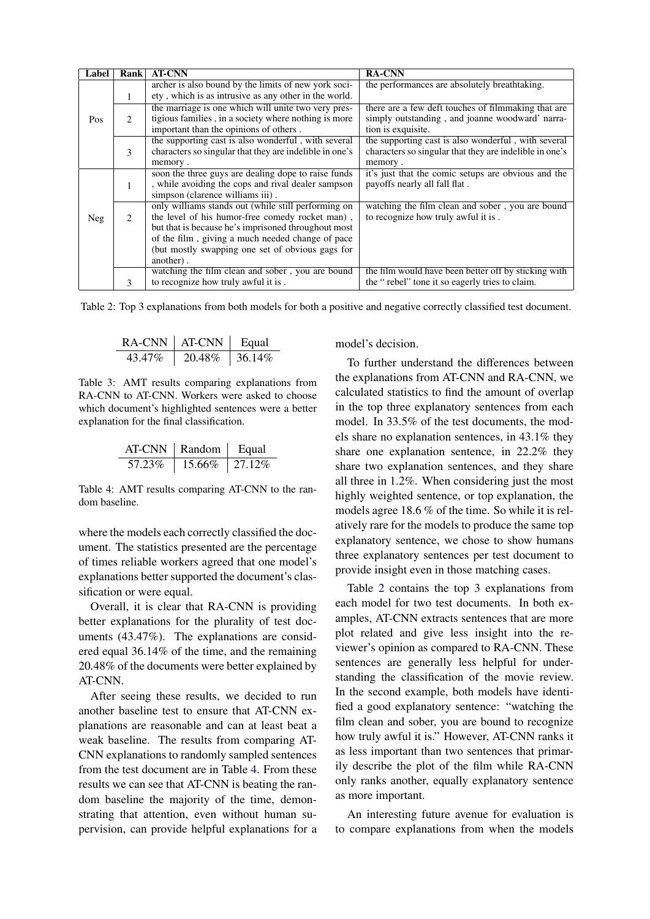| Label | Rank | AT-CNN | RA-CNN |
|---|---|---|---|
| Pos | 1 | archer is also bound by the limits of new york society , which is as intrusive as any other in the world. | the performances are absolutely breathtaking. |
| | 2 | the marriage is one which will unite two very prestigious families , in a society where nothing is more important than the opinions of others . | there are a few deft touches of filmmaking that are simply outstanding , and joanne woodward' narration is exquisite. |
| | 3 | the supporting cast is also wonderful , with several characters so singular that they are indelible in one's memory . | the supporting cast is also wonderful , with several characters so singular that they are indelible in one's memory . |
| Neg | 1 | soon the three guys are dealing dope to raise funds , while avoiding the cops and rival dealer sampson simpson (clarence williams iii) . | it's just that the comic setups are obvious and the payoffs nearly all fall flat . |
| | 2 | only williams stands out (while still performing on the level of his humor-free comedy rocket man) , but that is because he's imprisoned throughout most of the film , giving a much needed change of pace (but mostly swapping one set of obvious gags for another) . | watching the film clean and sober , you are bound to recognize how truly awful it is . |
| | 3 | watching the film clean and sober , you are bound to recognize how truly awful it is . | the film would have been better off by sticking with the " rebel" tone it so eagerly tries to claim. |

Table 2: Top 3 explanations from both models for both a positive and negative correctly classified test document.

| RA-CNN | AT-CNN | Equal |
|---|---|---|
| 43.47% | 20.48% | 36.14% |

Table 3: AMT results comparing explanations from RA-CNN to AT-CNN. Workers were asked to choose which document's highlighted sentences were a better explanation for the final classification.

| AT-CNN | Random | Equal |
|---|---|---|
| 57.23% | 15.66% | 27.12% |

Table 4: AMT results comparing AT-CNN to the random baseline.

where the models each correctly classified the document. The statistics presented are the percentage of times reliable workers agreed that one model's explanations better supported the document's classification or were equal.

Overall, it is clear that RA-CNN is providing better explanations for the plurality of test documents (43.47%). The explanations are considered equal 36.14% of the time, and the remaining 20.48% of the documents were better explained by AT-CNN.

After seeing these results, we decided to run another baseline test to ensure that AT-CNN explanations are reasonable and can at least beat a weak baseline. The results from comparing AT-CNN explanations to randomly sampled sentences from the test document are in Table 4. From these results we can see that AT-CNN is beating the random baseline the majority of the time, demonstrating that attention, even without human supervision, can provide helpful explanations for a model's decision.

To further understand the differences between the explanations from AT-CNN and RA-CNN, we calculated statistics to find the amount of overlap in the top three explanatory sentences from each model. In 33.5% of the test documents, the models share no explanation sentences, in 43.1% they share one explanation sentence, in 22.2% they share two explanation sentences, and they share all three in 1.2%. When considering just the most highly weighted sentence, or top explanation, the models agree 18.6 % of the time. So while it is relatively rare for the models to produce the same top explanatory sentence, we chose to show humans three explanatory sentences per test document to provide insight even in those matching cases.

Table 2 contains the top 3 explanations from each model for two test documents. In both examples, AT-CNN extracts sentences that are more plot related and give less insight into the reviewer's opinion as compared to RA-CNN. These sentences are generally less helpful for understanding the classification of the movie review. In the second example, both models have identified a good explanatory sentence: "watching the film clean and sober, you are bound to recognize how truly awful it is." However, AT-CNN ranks it as less important than two sentences that primarily describe the plot of the film while RA-CNN only ranks another, equally explanatory sentence as more important.

An interesting future avenue for evaluation is to compare explanations from when the models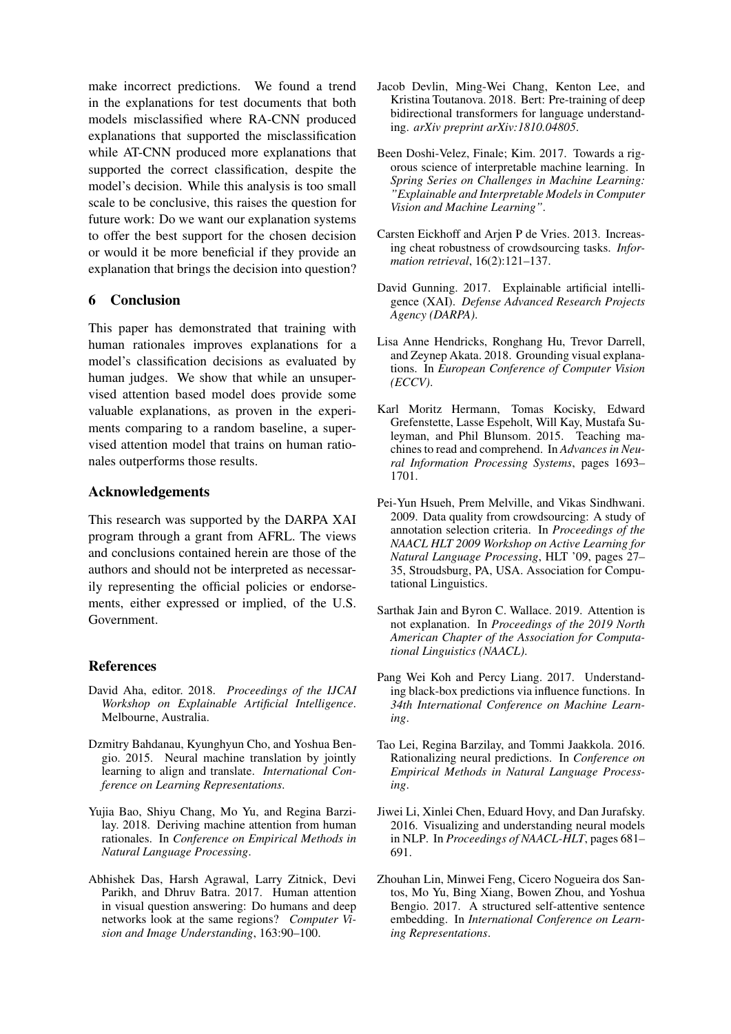make incorrect predictions. We found a trend in the explanations for test documents that both models misclassified where RA-CNN produced explanations that supported the misclassification while AT-CNN produced more explanations that supported the correct classification, despite the model's decision. While this analysis is too small scale to be conclusive, this raises the question for future work: Do we want our explanation systems to offer the best support for the chosen decision or would it be more beneficial if they provide an explanation that brings the decision into question?

## 6 Conclusion

This paper has demonstrated that training with human rationales improves explanations for a model's classification decisions as evaluated by human judges. We show that while an unsupervised attention based model does provide some valuable explanations, as proven in the experiments comparing to a random baseline, a supervised attention model that trains on human rationales outperforms those results.

## Acknowledgements

This research was supported by the DARPA XAI program through a grant from AFRL. The views and conclusions contained herein are those of the authors and should not be interpreted as necessarily representing the official policies or endorsements, either expressed or implied, of the U.S. Government.

## References

David Aha, editor. 2018. *Proceedings of the IJCAI Workshop on Explainable Artificial Intelligence*. Melbourne, Australia.

Dzmitry Bahdanau, Kyunghyun Cho, and Yoshua Bengio. 2015. Neural machine translation by jointly learning to align and translate. *International Conference on Learning Representations*.

Yujia Bao, Shiyu Chang, Mo Yu, and Regina Barzilay. 2018. Deriving machine attention from human rationales. In *Conference on Empirical Methods in Natural Language Processing*.

Abhishek Das, Harsh Agrawal, Larry Zitnick, Devi Parikh, and Dhruv Batra. 2017. Human attention in visual question answering: Do humans and deep networks look at the same regions? *Computer Vision and Image Understanding*, 163:90–100.

Jacob Devlin, Ming-Wei Chang, Kenton Lee, and Kristina Toutanova. 2018. Bert: Pre-training of deep bidirectional transformers for language understanding. *arXiv preprint arXiv:1810.04805*.

Been Doshi-Velez, Finale; Kim. 2017. Towards a rigorous science of interpretable machine learning. In *Spring Series on Challenges in Machine Learning: "Explainable and Interpretable Models in Computer Vision and Machine Learning"*.

Carsten Eickhoff and Arjen P de Vries. 2013. Increasing cheat robustness of crowdsourcing tasks. *Information retrieval*, 16(2):121–137.

David Gunning. 2017. Explainable artificial intelligence (XAI). *Defense Advanced Research Projects Agency (DARPA)*.

Lisa Anne Hendricks, Ronghang Hu, Trevor Darrell, and Zeynep Akata. 2018. Grounding visual explanations. In *European Conference of Computer Vision (ECCV)*.

Karl Moritz Hermann, Tomas Kocisky, Edward Grefenstette, Lasse Espeholt, Will Kay, Mustafa Suleyman, and Phil Blunsom. 2015. Teaching machines to read and comprehend. In *Advances in Neural Information Processing Systems*, pages 1693–1701.

Pei-Yun Hsueh, Prem Melville, and Vikas Sindhwani. 2009. Data quality from crowdsourcing: A study of annotation selection criteria. In *Proceedings of the NAACL HLT 2009 Workshop on Active Learning for Natural Language Processing*, HLT '09, pages 27–35, Stroudsburg, PA, USA. Association for Computational Linguistics.

Sarthak Jain and Byron C. Wallace. 2019. Attention is not explanation. In *Proceedings of the 2019 North American Chapter of the Association for Computational Linguistics (NAACL)*.

Pang Wei Koh and Percy Liang. 2017. Understanding black-box predictions via influence functions. In *34th International Conference on Machine Learning*.

Tao Lei, Regina Barzilay, and Tommi Jaakkola. 2016. Rationalizing neural predictions. In *Conference on Empirical Methods in Natural Language Processing*.

Jiwei Li, Xinlei Chen, Eduard Hovy, and Dan Jurafsky. 2016. Visualizing and understanding neural models in NLP. In *Proceedings of NAACL-HLT*, pages 681–691.

Zhouhan Lin, Minwei Feng, Cicero Nogueira dos Santos, Mo Yu, Bing Xiang, Bowen Zhou, and Yoshua Bengio. 2017. A structured self-attentive sentence embedding. In *International Conference on Learning Representations*.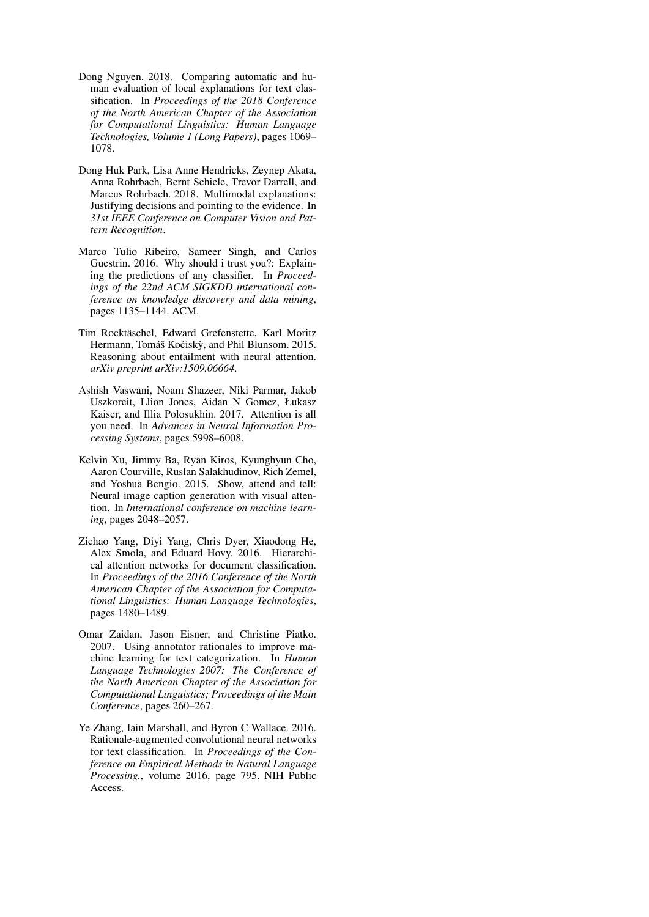Dong Nguyen. 2018. Comparing automatic and human evaluation of local explanations for text classification. In *Proceedings of the 2018 Conference of the North American Chapter of the Association for Computational Linguistics: Human Language Technologies, Volume 1 (Long Papers)*, pages 1069–1078.

Dong Huk Park, Lisa Anne Hendricks, Zeynep Akata, Anna Rohrbach, Bernt Schiele, Trevor Darrell, and Marcus Rohrbach. 2018. Multimodal explanations: Justifying decisions and pointing to the evidence. In *31st IEEE Conference on Computer Vision and Pattern Recognition*.

Marco Tulio Ribeiro, Sameer Singh, and Carlos Guestrin. 2016. Why should i trust you?: Explaining the predictions of any classifier. In *Proceedings of the 22nd ACM SIGKDD international conference on knowledge discovery and data mining*, pages 1135–1144. ACM.

Tim Rocktäschel, Edward Grefenstette, Karl Moritz Hermann, Tomáš Kočiskỳ, and Phil Blunsom. 2015. Reasoning about entailment with neural attention. *arXiv preprint arXiv:1509.06664*.

Ashish Vaswani, Noam Shazeer, Niki Parmar, Jakob Uszkoreit, Llion Jones, Aidan N Gomez, Łukasz Kaiser, and Illia Polosukhin. 2017. Attention is all you need. In *Advances in Neural Information Processing Systems*, pages 5998–6008.

Kelvin Xu, Jimmy Ba, Ryan Kiros, Kyunghyun Cho, Aaron Courville, Ruslan Salakhudinov, Rich Zemel, and Yoshua Bengio. 2015. Show, attend and tell: Neural image caption generation with visual attention. In *International conference on machine learning*, pages 2048–2057.

Zichao Yang, Diyi Yang, Chris Dyer, Xiaodong He, Alex Smola, and Eduard Hovy. 2016. Hierarchical attention networks for document classification. In *Proceedings of the 2016 Conference of the North American Chapter of the Association for Computational Linguistics: Human Language Technologies*, pages 1480–1489.

Omar Zaidan, Jason Eisner, and Christine Piatko. 2007. Using annotator rationales to improve machine learning for text categorization. In *Human Language Technologies 2007: The Conference of the North American Chapter of the Association for Computational Linguistics; Proceedings of the Main Conference*, pages 260–267.

Ye Zhang, Iain Marshall, and Byron C Wallace. 2016. Rationale-augmented convolutional neural networks for text classification. In *Proceedings of the Conference on Empirical Methods in Natural Language Processing.*, volume 2016, page 795. NIH Public Access.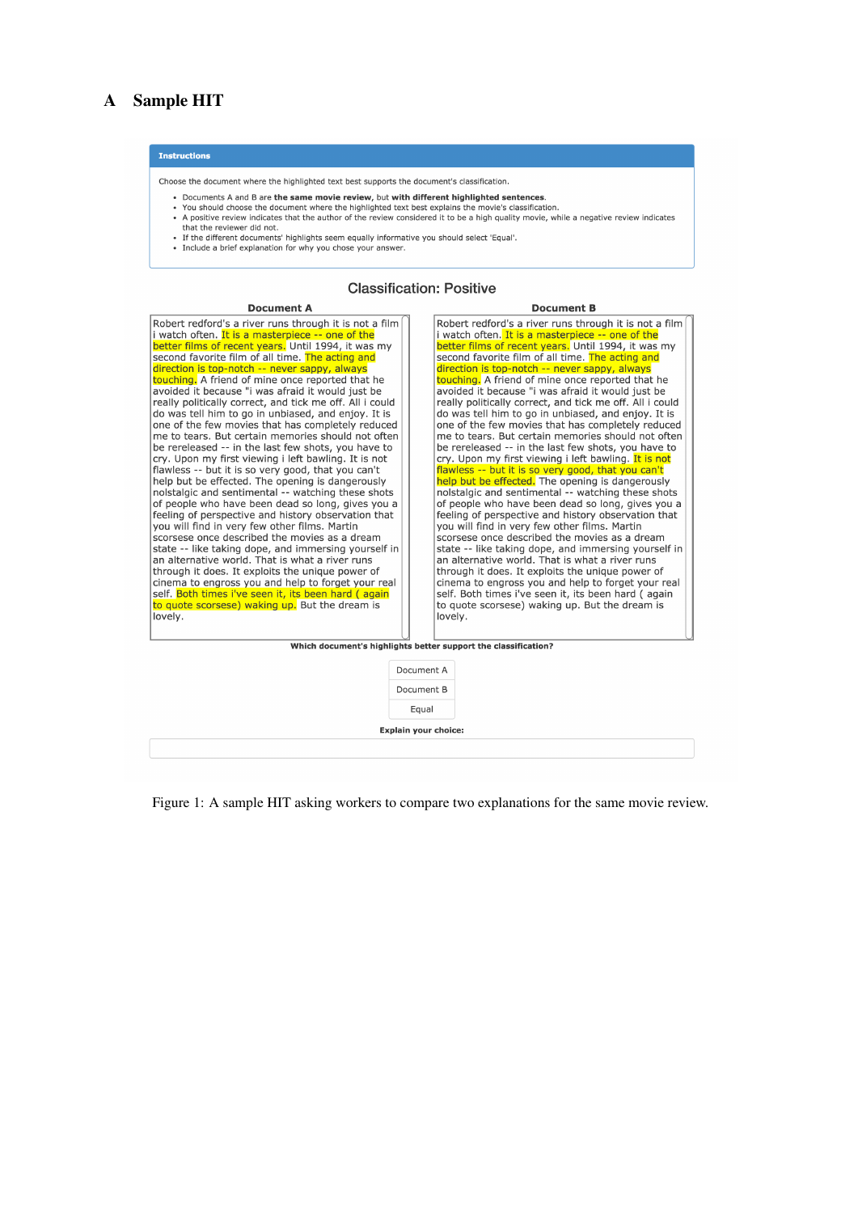# A Sample HIT

**Instructions**

Choose the document where the highlighted text best supports the document's classification.

- Documents A and B are **the same movie review**, but **with different highlighted sentences**.
- You should choose the document where the highlighted text best explains the movie's classification.
- A positive review indicates that the author of the review considered it to be a high quality movie, while a negative review indicates that the reviewer did not.
- If the different documents' highlights seem equally informative you should select 'Equal'.
- Include a brief explanation for why you chose your answer.

## Classification: Positive

**Document A**

Robert redford's a river runs through it is not a film i watch often. It is a masterpiece -- one of the better films of recent years. Until 1994, it was my second favorite film of all time. The acting and direction is top-notch -- never sappy, always touching. A friend of mine once reported that he avoided it because "i was afraid it would just be really politically correct, and tick me off. All i could do was tell him to go in unbiased, and enjoy. It is one of the few movies that has completely reduced me to tears. But certain memories should not often be rereleased -- in the last few shots, you have to cry. Upon my first viewing i left bawling. It is not flawless -- but it is so very good, that you can't help but be effected. The opening is dangerously nolstalgic and sentimental -- watching these shots of people who have been dead so long, gives you a feeling of perspective and history observation that you will find in very few other films. Martin scorsese once described the movies as a dream state -- like taking dope, and immersing yourself in an alternative world. That is what a river runs through it does. It exploits the unique power of cinema to engross you and help to forget your real self. Both times i've seen it, its been hard ( again to quote scorsese) waking up. But the dream is lovely.

**Document B**

Robert redford's a river runs through it is not a film i watch often. It is a masterpiece -- one of the better films of recent years. Until 1994, it was my second favorite film of all time. The acting and direction is top-notch -- never sappy, always touching. A friend of mine once reported that he avoided it because "i was afraid it would just be really politically correct, and tick me off. All i could do was tell him to go in unbiased, and enjoy. It is one of the few movies that has completely reduced me to tears. But certain memories should not often be rereleased -- in the last few shots, you have to cry. Upon my first viewing i left bawling. It is not flawless -- but it is so very good, that you can't help but be effected. The opening is dangerously nolstalgic and sentimental -- watching these shots of people who have been dead so long, gives you a feeling of perspective and history observation that you will find in very few other films. Martin scorsese once described the movies as a dream state -- like taking dope, and immersing yourself in an alternative world. That is what a river runs through it does. It exploits the unique power of cinema to engross you and help to forget your real self. Both times i've seen it, its been hard ( again to quote scorsese) waking up. But the dream is lovely.

**Which document's highlights better support the classification?**

Document A

Document B

Equal

**Explain your choice:**

Figure 1: A sample HIT asking workers to compare two explanations for the same movie review.